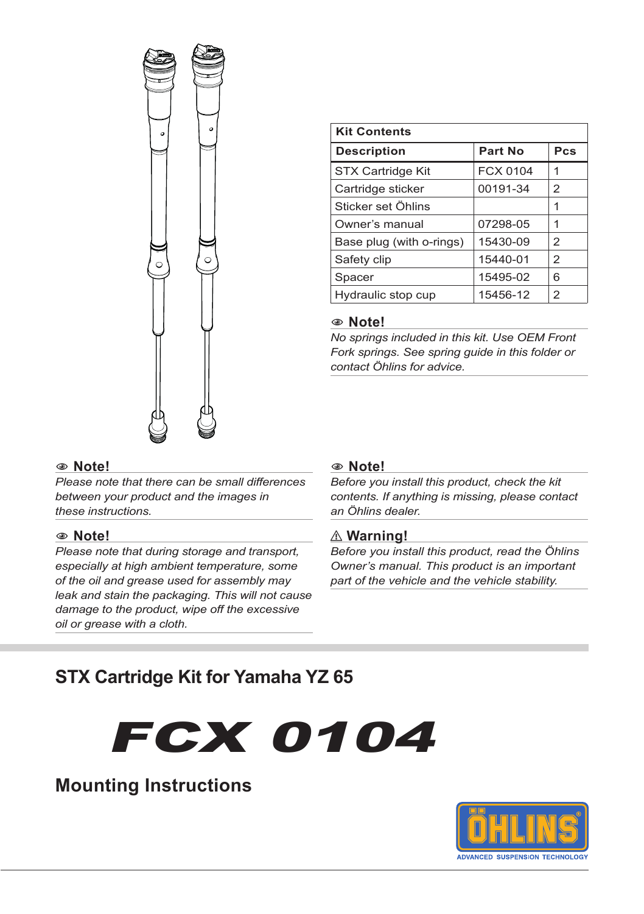| Kit Contents | | |
|---|---|---|
| **Description** | **Part No** | **Pcs** |
| STX Cartridge Kit | FCX 0104 | 1 |
| Cartridge sticker | 00191-34 | 2 |
| Sticker set Öhlins | | 1 |
| Owner's manual | 07298-05 | 1 |
| Base plug (with o-rings) | 15430-09 | 2 |
| Safety clip | 15440-01 | 2 |
| Spacer | 15495-02 | 6 |
| Hydraulic stop cup | 15456-12 | 2 |

**Note!**

*No springs included in this kit. Use OEM Front Fork springs. See spring guide in this folder or contact Öhlins for advice.*

**Note!**

*Please note that there can be small differences between your product and the images in these instructions.*

**Note!**

*Please note that during storage and transport, especially at high ambient temperature, some of the oil and grease used for assembly may leak and stain the packaging. This will not cause damage to the product, wipe off the excessive oil or grease with a cloth.*

**Note!**

*Before you install this product, check the kit contents. If anything is missing, please contact an Öhlins dealer.*

**⚠ Warning!**

*Before you install this product, read the Öhlins Owner's manual. This product is an important part of the vehicle and the vehicle stability.*

## STX Cartridge Kit for Yamaha YZ 65

# FCX 0104

## Mounting Instructions

ÖHLINS ADVANCED SUSPENSION TECHNOLOGY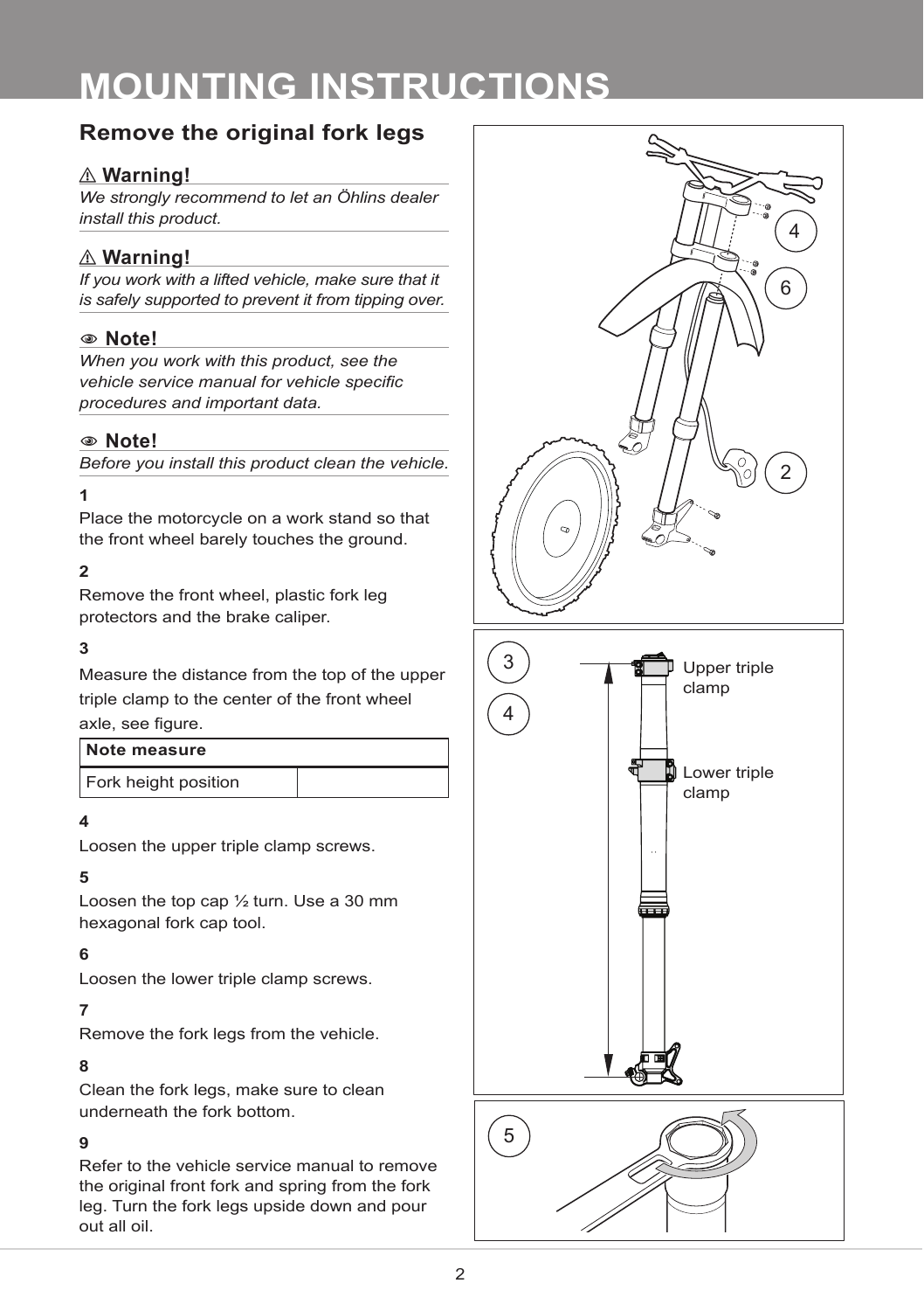# MOUNTING INSTRUCTIONS

## Remove the original fork legs

**⚠ Warning!**

*We strongly recommend to let an Öhlins dealer install this product.*

**⚠ Warning!**

*If you work with a lifted vehicle, make sure that it is safely supported to prevent it from tipping over.*

**Note!**

*When you work with this product, see the vehicle service manual for vehicle specific procedures and important data.*

**Note!**

*Before you install this product clean the vehicle.*

**1**

Place the motorcycle on a work stand so that the front wheel barely touches the ground.

**2**

Remove the front wheel, plastic fork leg protectors and the brake caliper.

**3**

Measure the distance from the top of the upper triple clamp to the center of the front wheel axle, see figure.

| Note measure | |
|---|---|
| Fork height position | |

**4**

Loosen the upper triple clamp screws.

**5**

Loosen the top cap ½ turn. Use a 30 mm hexagonal fork cap tool.

**6**

Loosen the lower triple clamp screws.

**7**

Remove the fork legs from the vehicle.

**8**

Clean the fork legs, make sure to clean underneath the fork bottom.

**9**

Refer to the vehicle service manual to remove the original front fork and spring from the fork leg. Turn the fork legs upside down and pour out all oil.

Upper triple clamp

Lower triple clamp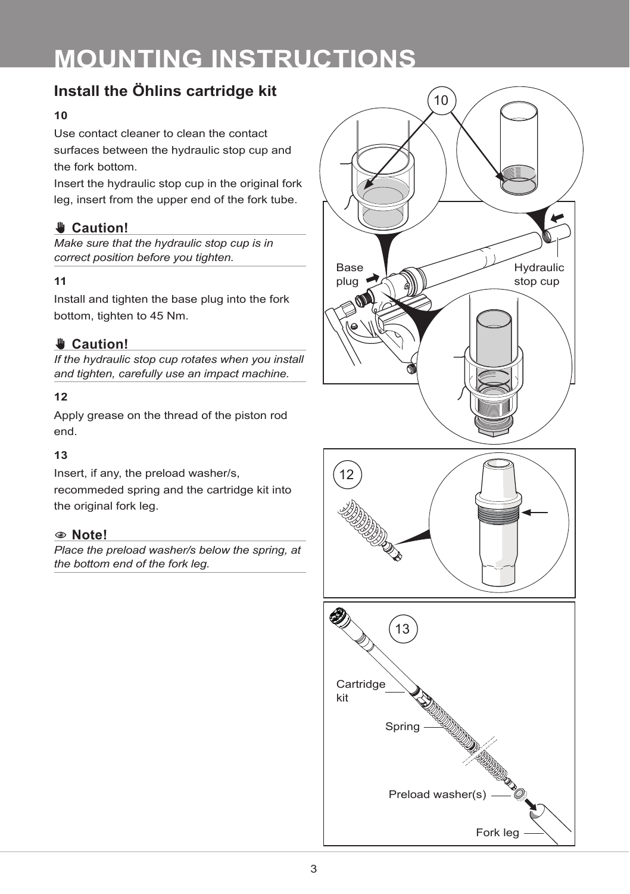# MOUNTING INSTRUCTIONS

## Install the Öhlins cartridge kit

**10**

Use contact cleaner to clean the contact surfaces between the hydraulic stop cup and the fork bottom.
Insert the hydraulic stop cup in the original fork leg, insert from the upper end of the fork tube.

**Caution!**

*Make sure that the hydraulic stop cup is in correct position before you tighten.*

**11**

Install and tighten the base plug into the fork bottom, tighten to 45 Nm.

**Caution!**

*If the hydraulic stop cup rotates when you install and tighten, carefully use an impact machine.*

**12**

Apply grease on the thread of the piston rod end.

**13**

Insert, if any, the preload washer/s, recommeded spring and the cartridge kit into the original fork leg.

**Note!**

*Place the preload washer/s below the spring, at the bottom end of the fork leg.*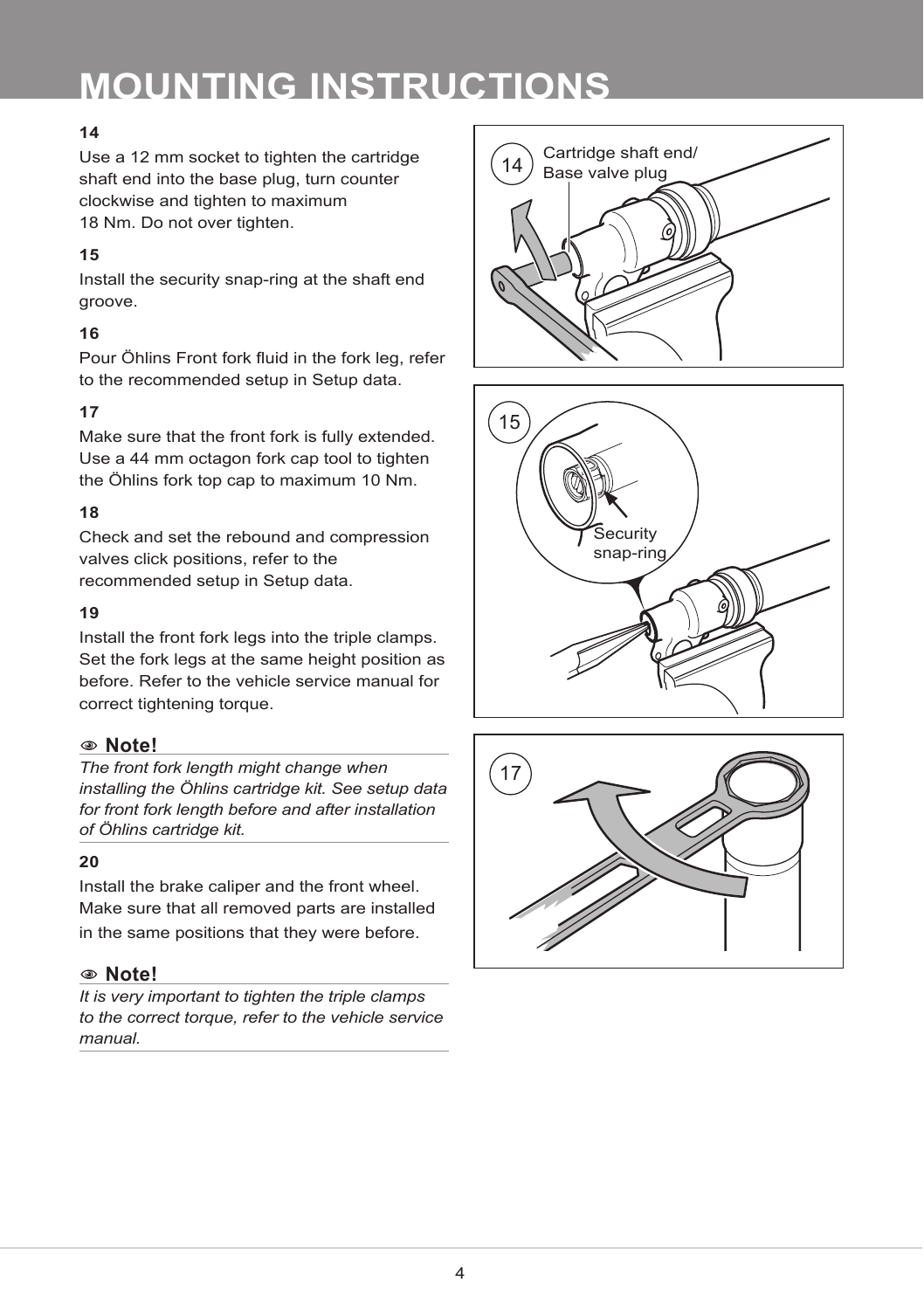# MOUNTING INSTRUCTIONS

**14**

Use a 12 mm socket to tighten the cartridge shaft end into the base plug, turn counter clockwise and tighten to maximum 18 Nm. Do not over tighten.

**15**

Install the security snap-ring at the shaft end groove.

**16**

Pour Öhlins Front fork fluid in the fork leg, refer to the recommended setup in Setup data.

**17**

Make sure that the front fork is fully extended. Use a 44 mm octagon fork cap tool to tighten the Öhlins fork top cap to maximum 10 Nm.

**18**

Check and set the rebound and compression valves click positions, refer to the recommended setup in Setup data.

**19**

Install the front fork legs into the triple clamps. Set the fork legs at the same height position as before. Refer to the vehicle service manual for correct tightening torque.

**Note!**

*The front fork length might change when installing the Öhlins cartridge kit. See setup data for front fork length before and after installation of Öhlins cartridge kit.*

**20**

Install the brake caliper and the front wheel. Make sure that all removed parts are installed in the same positions that they were before.

**Note!**

*It is very important to tighten the triple clamps to the correct torque, refer to the vehicle service manual.*

14 Cartridge shaft end/ Base valve plug

15 Security snap-ring

17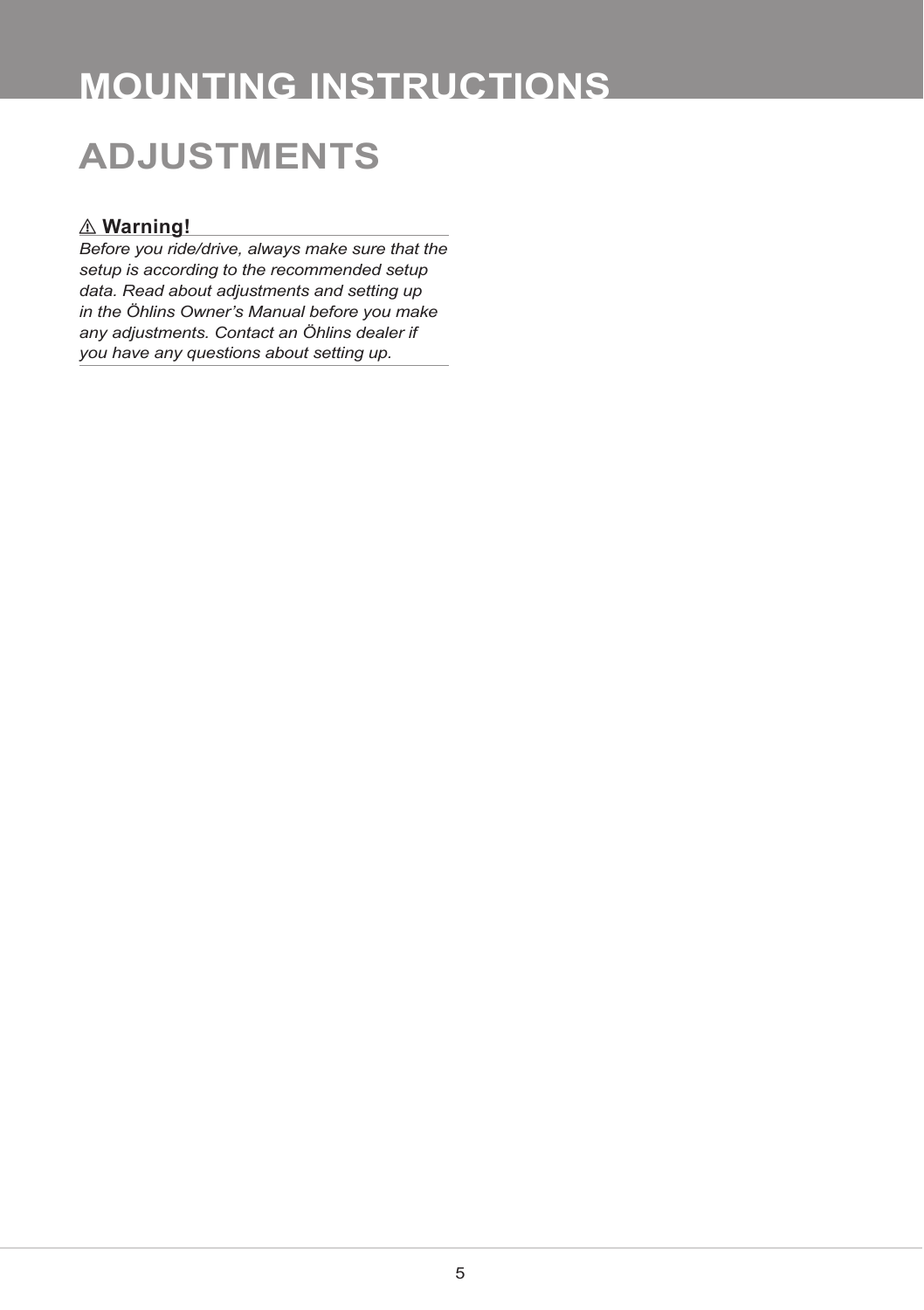# MOUNTING INSTRUCTIONS

## ADJUSTMENTS

⚠ **Warning!**

*Before you ride/drive, always make sure that the setup is according to the recommended setup data. Read about adjustments and setting up in the Öhlins Owner's Manual before you make any adjustments. Contact an Öhlins dealer if you have any questions about setting up.*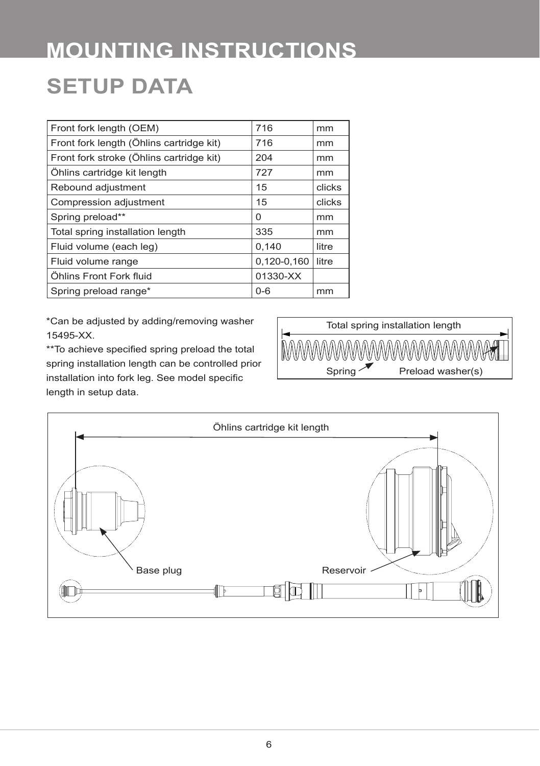# MOUNTING INSTRUCTIONS

## SETUP DATA

| Front fork length (OEM) | 716 | mm |
|---|---|---|
| Front fork length (Öhlins cartridge kit) | 716 | mm |
| Front fork stroke (Öhlins cartridge kit) | 204 | mm |
| Öhlins cartridge kit length | 727 | mm |
| Rebound adjustment | 15 | clicks |
| Compression adjustment | 15 | clicks |
| Spring preload** | 0 | mm |
| Total spring installation length | 335 | mm |
| Fluid volume (each leg) | 0,140 | litre |
| Fluid volume range | 0,120-0,160 | litre |
| Öhlins Front Fork fluid | 01330-XX | |
| Spring preload range* | 0-6 | mm |

*Can be adjusted by adding/removing washer 15495-XX.

**To achieve specified spring preload the total spring installation length can be controlled prior installation into fork leg. See model specific length in setup data.

Total spring installation length

Spring

Preload washer(s)

Öhlins cartridge kit length

Base plug

Reservoir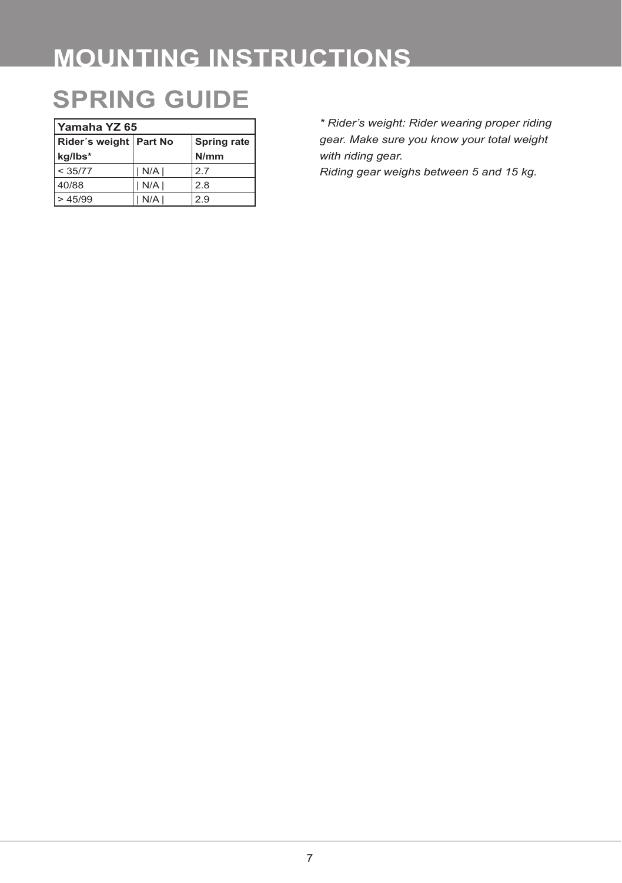# MOUNTING INSTRUCTIONS

## SPRING GUIDE

| Yamaha YZ 65 | | |
|---|---|---|
| **Rider´s weight kg/lbs*** | **Part No** | **Spring rate N/mm** |
| < 35/77 | \| N/A \| | 2.7 |
| 40/88 | \| N/A \| | 2.8 |
| > 45/99 | \| N/A \| | 2.9 |

*\* Rider's weight: Rider wearing proper riding gear. Make sure you know your total weight with riding gear.*
*Riding gear weighs between 5 and 15 kg.*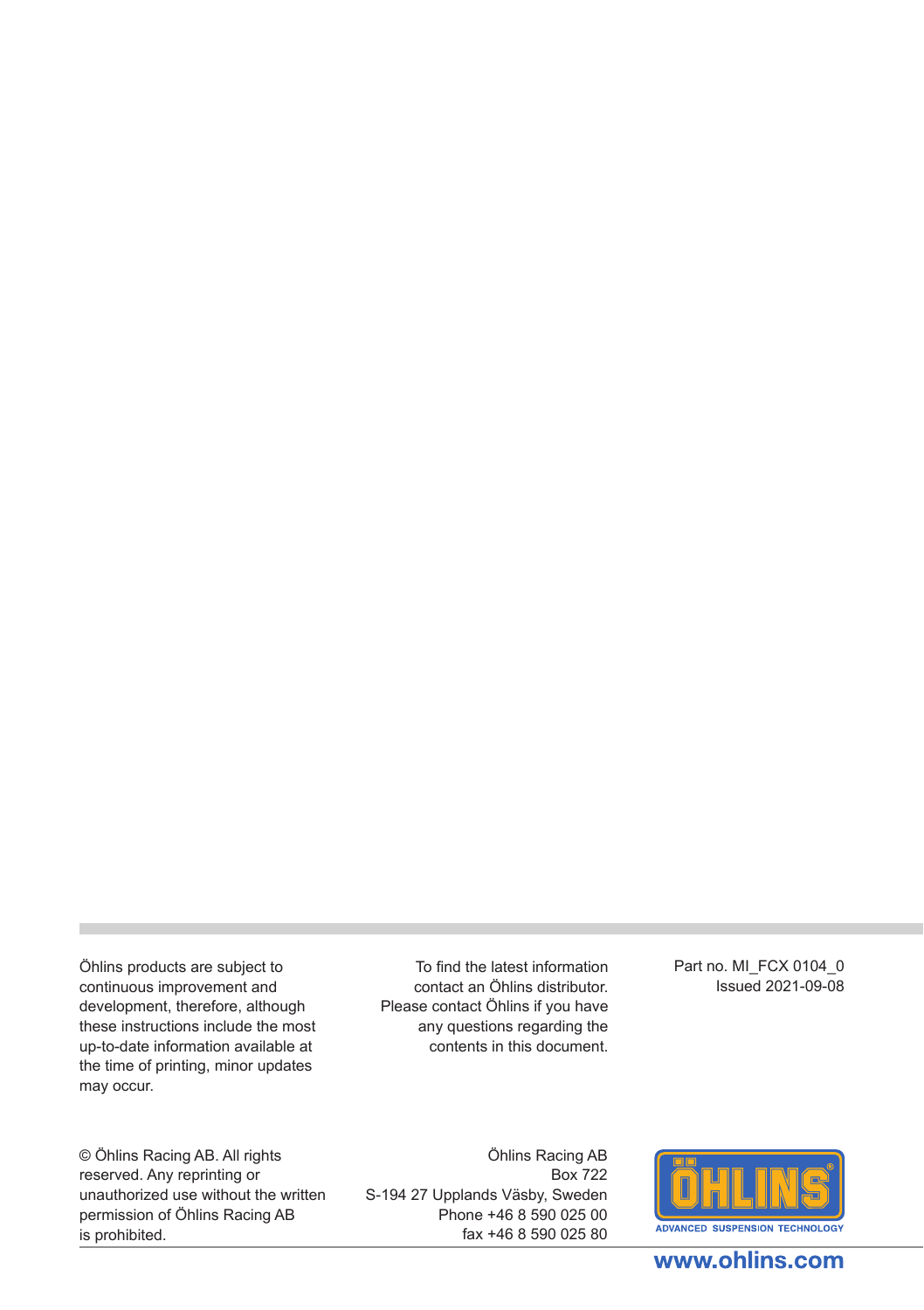Öhlins products are subject to continuous improvement and development, therefore, although these instructions include the most up-to-date information available at the time of printing, minor updates may occur.

To find the latest information contact an Öhlins distributor. Please contact Öhlins if you have any questions regarding the contents in this document.

Part no. MI_FCX 0104_0
Issued 2021-09-08

© Öhlins Racing AB. All rights reserved. Any reprinting or unauthorized use without the written permission of Öhlins Racing AB is prohibited.

Öhlins Racing AB
Box 722
S-194 27 Upplands Väsby, Sweden
Phone +46 8 590 025 00
fax +46 8 590 025 80

ÖHLINS
ADVANCED SUSPENSION TECHNOLOGY

www.ohlins.com